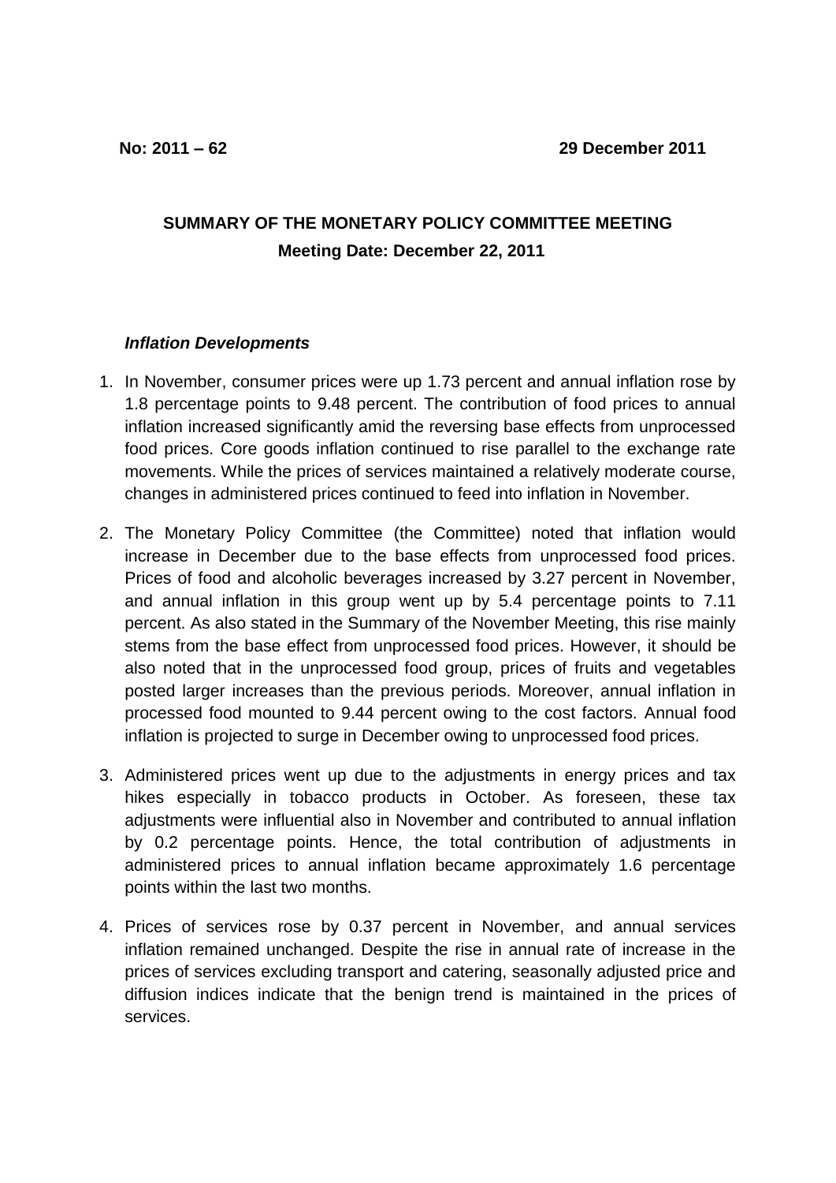**No: 2011 – 62** **29 December 2011**

# SUMMARY OF THE MONETARY POLICY COMMITTEE MEETING

**Meeting Date: December 22, 2011**

***Inflation Developments***

1. In November, consumer prices were up 1.73 percent and annual inflation rose by 1.8 percentage points to 9.48 percent. The contribution of food prices to annual inflation increased significantly amid the reversing base effects from unprocessed food prices. Core goods inflation continued to rise parallel to the exchange rate movements. While the prices of services maintained a relatively moderate course, changes in administered prices continued to feed into inflation in November.

2. The Monetary Policy Committee (the Committee) noted that inflation would increase in December due to the base effects from unprocessed food prices. Prices of food and alcoholic beverages increased by 3.27 percent in November, and annual inflation in this group went up by 5.4 percentage points to 7.11 percent. As also stated in the Summary of the November Meeting, this rise mainly stems from the base effect from unprocessed food prices. However, it should be also noted that in the unprocessed food group, prices of fruits and vegetables posted larger increases than the previous periods. Moreover, annual inflation in processed food mounted to 9.44 percent owing to the cost factors. Annual food inflation is projected to surge in December owing to unprocessed food prices.

3. Administered prices went up due to the adjustments in energy prices and tax hikes especially in tobacco products in October. As foreseen, these tax adjustments were influential also in November and contributed to annual inflation by 0.2 percentage points. Hence, the total contribution of adjustments in administered prices to annual inflation became approximately 1.6 percentage points within the last two months.

4. Prices of services rose by 0.37 percent in November, and annual services inflation remained unchanged. Despite the rise in annual rate of increase in the prices of services excluding transport and catering, seasonally adjusted price and diffusion indices indicate that the benign trend is maintained in the prices of services.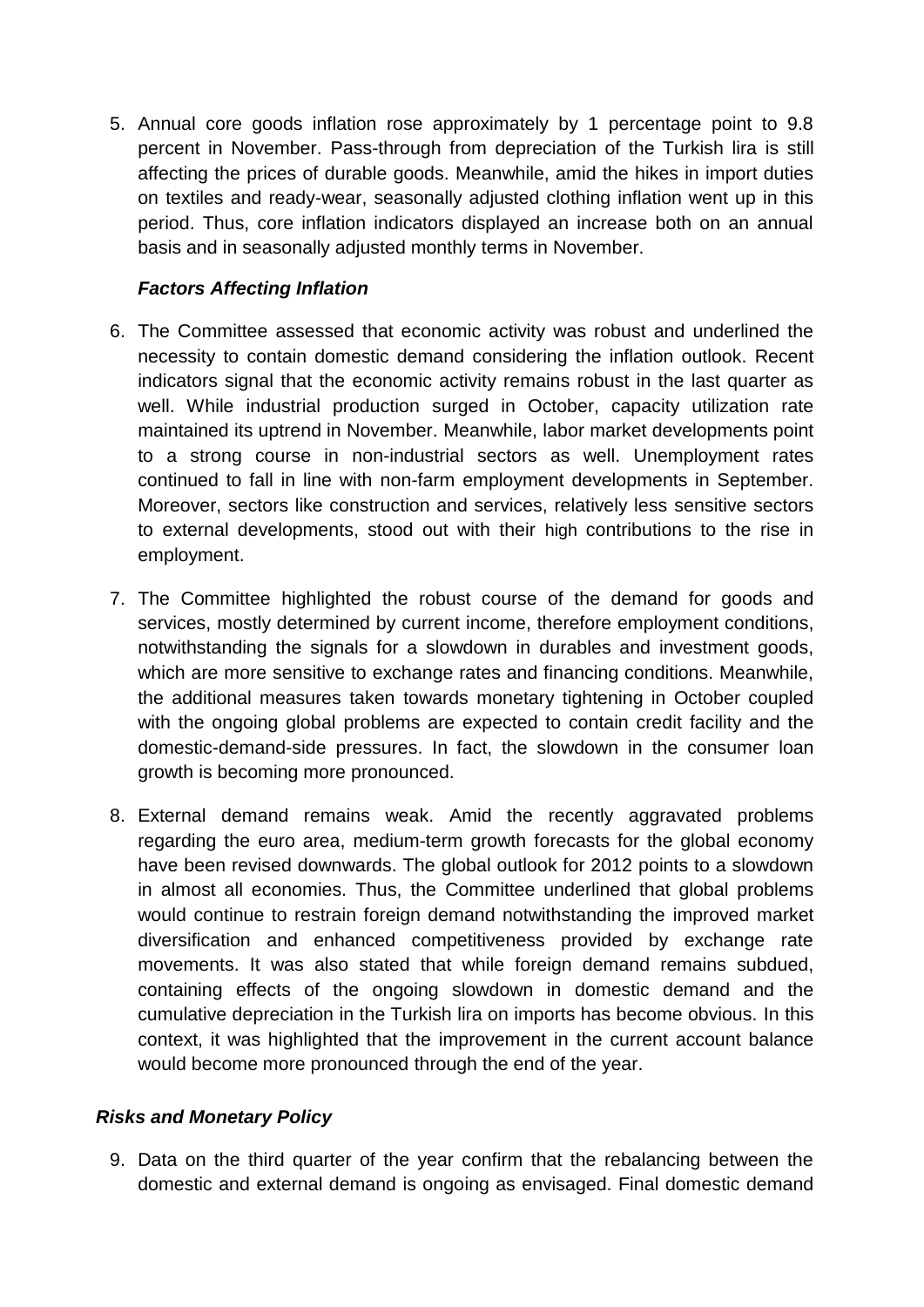5. Annual core goods inflation rose approximately by 1 percentage point to 9.8 percent in November. Pass-through from depreciation of the Turkish lira is still affecting the prices of durable goods. Meanwhile, amid the hikes in import duties on textiles and ready-wear, seasonally adjusted clothing inflation went up in this period. Thus, core inflation indicators displayed an increase both on an annual basis and in seasonally adjusted monthly terms in November.

### *Factors Affecting Inflation*

6. The Committee assessed that economic activity was robust and underlined the necessity to contain domestic demand considering the inflation outlook. Recent indicators signal that the economic activity remains robust in the last quarter as well. While industrial production surged in October, capacity utilization rate maintained its uptrend in November. Meanwhile, labor market developments point to a strong course in non-industrial sectors as well. Unemployment rates continued to fall in line with non-farm employment developments in September. Moreover, sectors like construction and services, relatively less sensitive sectors to external developments, stood out with their high contributions to the rise in employment.

7. The Committee highlighted the robust course of the demand for goods and services, mostly determined by current income, therefore employment conditions, notwithstanding the signals for a slowdown in durables and investment goods, which are more sensitive to exchange rates and financing conditions. Meanwhile, the additional measures taken towards monetary tightening in October coupled with the ongoing global problems are expected to contain credit facility and the domestic-demand-side pressures. In fact, the slowdown in the consumer loan growth is becoming more pronounced.

8. External demand remains weak. Amid the recently aggravated problems regarding the euro area, medium-term growth forecasts for the global economy have been revised downwards. The global outlook for 2012 points to a slowdown in almost all economies. Thus, the Committee underlined that global problems would continue to restrain foreign demand notwithstanding the improved market diversification and enhanced competitiveness provided by exchange rate movements. It was also stated that while foreign demand remains subdued, containing effects of the ongoing slowdown in domestic demand and the cumulative depreciation in the Turkish lira on imports has become obvious. In this context, it was highlighted that the improvement in the current account balance would become more pronounced through the end of the year.

### *Risks and Monetary Policy*

9. Data on the third quarter of the year confirm that the rebalancing between the domestic and external demand is ongoing as envisaged. Final domestic demand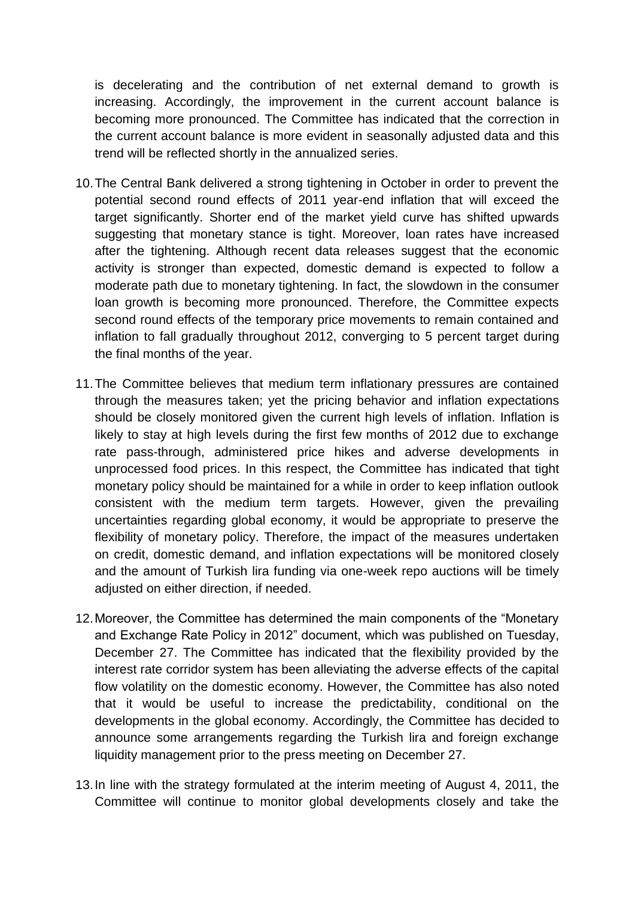is decelerating and the contribution of net external demand to growth is increasing. Accordingly, the improvement in the current account balance is becoming more pronounced. The Committee has indicated that the correction in the current account balance is more evident in seasonally adjusted data and this trend will be reflected shortly in the annualized series.

10. The Central Bank delivered a strong tightening in October in order to prevent the potential second round effects of 2011 year-end inflation that will exceed the target significantly. Shorter end of the market yield curve has shifted upwards suggesting that monetary stance is tight. Moreover, loan rates have increased after the tightening. Although recent data releases suggest that the economic activity is stronger than expected, domestic demand is expected to follow a moderate path due to monetary tightening. In fact, the slowdown in the consumer loan growth is becoming more pronounced. Therefore, the Committee expects second round effects of the temporary price movements to remain contained and inflation to fall gradually throughout 2012, converging to 5 percent target during the final months of the year.

11. The Committee believes that medium term inflationary pressures are contained through the measures taken; yet the pricing behavior and inflation expectations should be closely monitored given the current high levels of inflation. Inflation is likely to stay at high levels during the first few months of 2012 due to exchange rate pass-through, administered price hikes and adverse developments in unprocessed food prices. In this respect, the Committee has indicated that tight monetary policy should be maintained for a while in order to keep inflation outlook consistent with the medium term targets. However, given the prevailing uncertainties regarding global economy, it would be appropriate to preserve the flexibility of monetary policy. Therefore, the impact of the measures undertaken on credit, domestic demand, and inflation expectations will be monitored closely and the amount of Turkish lira funding via one-week repo auctions will be timely adjusted on either direction, if needed.

12. Moreover, the Committee has determined the main components of the "Monetary and Exchange Rate Policy in 2012" document, which was published on Tuesday, December 27. The Committee has indicated that the flexibility provided by the interest rate corridor system has been alleviating the adverse effects of the capital flow volatility on the domestic economy. However, the Committee has also noted that it would be useful to increase the predictability, conditional on the developments in the global economy. Accordingly, the Committee has decided to announce some arrangements regarding the Turkish lira and foreign exchange liquidity management prior to the press meeting on December 27.

13. In line with the strategy formulated at the interim meeting of August 4, 2011, the Committee will continue to monitor global developments closely and take the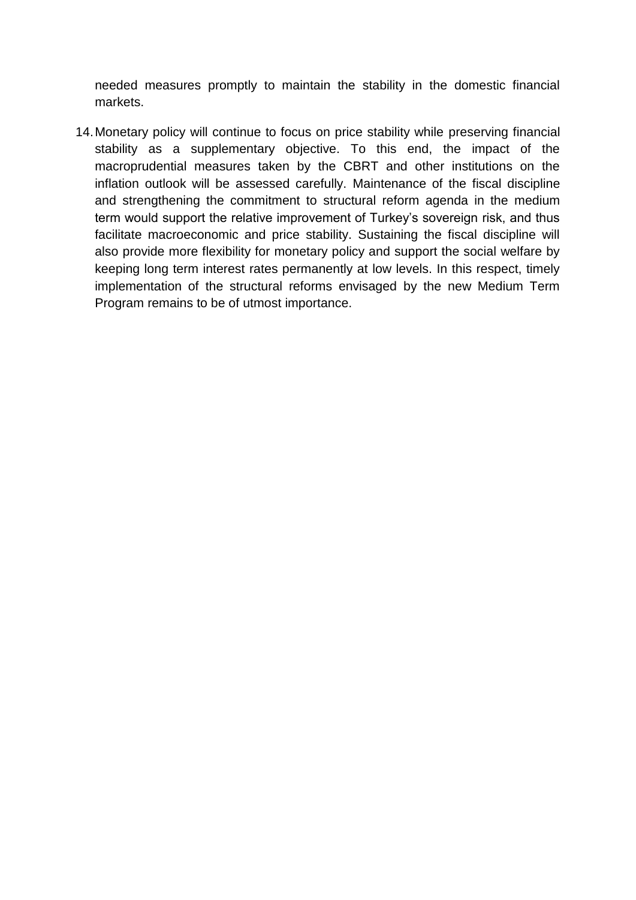needed measures promptly to maintain the stability in the domestic financial markets.

14. Monetary policy will continue to focus on price stability while preserving financial stability as a supplementary objective. To this end, the impact of the macroprudential measures taken by the CBRT and other institutions on the inflation outlook will be assessed carefully. Maintenance of the fiscal discipline and strengthening the commitment to structural reform agenda in the medium term would support the relative improvement of Turkey's sovereign risk, and thus facilitate macroeconomic and price stability. Sustaining the fiscal discipline will also provide more flexibility for monetary policy and support the social welfare by keeping long term interest rates permanently at low levels. In this respect, timely implementation of the structural reforms envisaged by the new Medium Term Program remains to be of utmost importance.